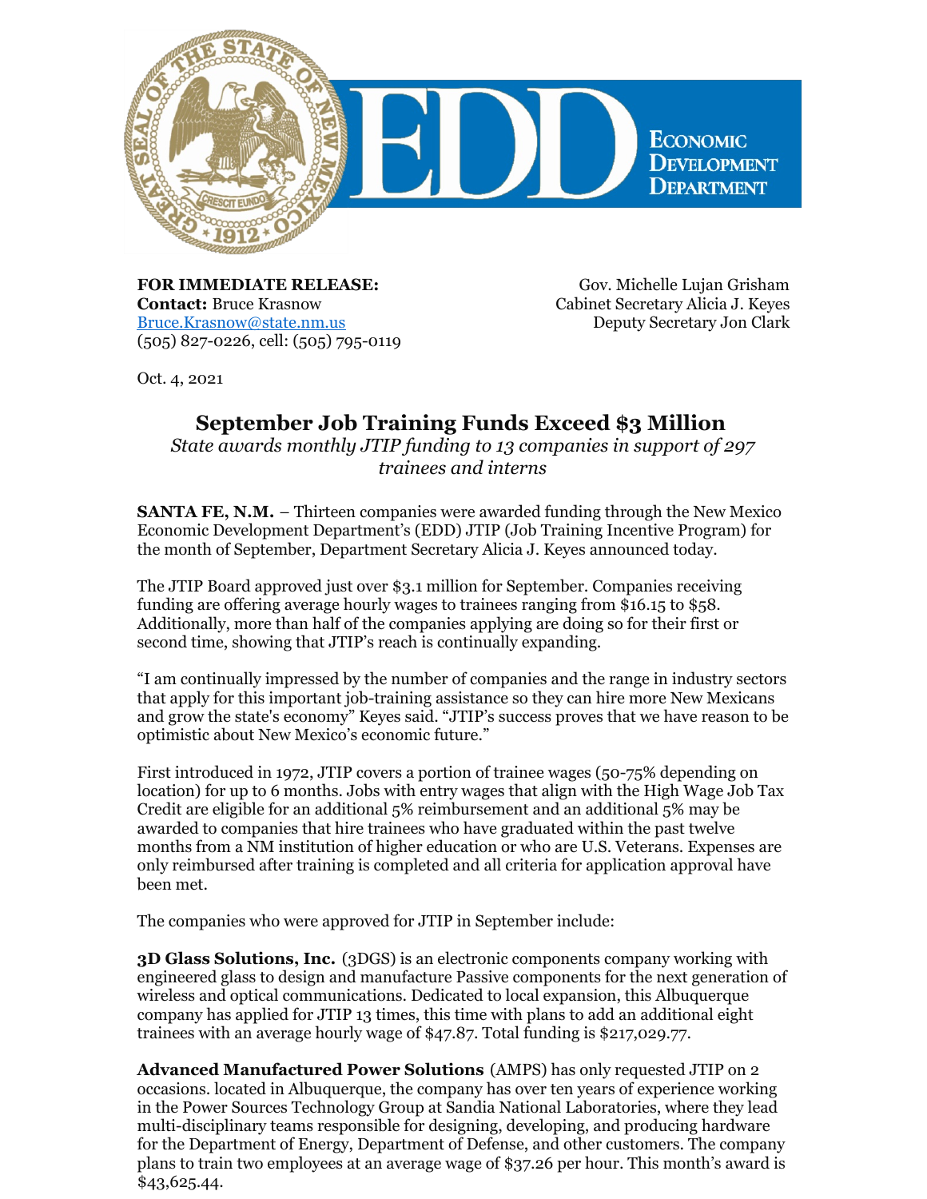**FOR IMMEDIATE RELEASE:**
**Contact:** Bruce Krasnow
Bruce.Krasnow@state.nm.us
(505) 827-0226, cell: (505) 795-0119

Gov. Michelle Lujan Grisham
Cabinet Secretary Alicia J. Keyes
Deputy Secretary Jon Clark

Oct. 4, 2021

# September Job Training Funds Exceed $3 Million

*State awards monthly JTIP funding to 13 companies in support of 297 trainees and interns*

**SANTA FE, N.M.** – Thirteen companies were awarded funding through the New Mexico Economic Development Department's (EDD) JTIP (Job Training Incentive Program) for the month of September, Department Secretary Alicia J. Keyes announced today.

The JTIP Board approved just over $3.1 million for September. Companies receiving funding are offering average hourly wages to trainees ranging from $16.15 to $58. Additionally, more than half of the companies applying are doing so for their first or second time, showing that JTIP's reach is continually expanding.

"I am continually impressed by the number of companies and the range in industry sectors that apply for this important job-training assistance so they can hire more New Mexicans and grow the state's economy" Keyes said. "JTIP's success proves that we have reason to be optimistic about New Mexico's economic future."

First introduced in 1972, JTIP covers a portion of trainee wages (50-75% depending on location) for up to 6 months. Jobs with entry wages that align with the High Wage Job Tax Credit are eligible for an additional 5% reimbursement and an additional 5% may be awarded to companies that hire trainees who have graduated within the past twelve months from a NM institution of higher education or who are U.S. Veterans. Expenses are only reimbursed after training is completed and all criteria for application approval have been met.

The companies who were approved for JTIP in September include:

**3D Glass Solutions, Inc.** (3DGS) is an electronic components company working with engineered glass to design and manufacture Passive components for the next generation of wireless and optical communications. Dedicated to local expansion, this Albuquerque company has applied for JTIP 13 times, this time with plans to add an additional eight trainees with an average hourly wage of $47.87. Total funding is $217,029.77.

**Advanced Manufactured Power Solutions** (AMPS) has only requested JTIP on 2 occasions. located in Albuquerque, the company has over ten years of experience working in the Power Sources Technology Group at Sandia National Laboratories, where they lead multi-disciplinary teams responsible for designing, developing, and producing hardware for the Department of Energy, Department of Defense, and other customers. The company plans to train two employees at an average wage of $37.26 per hour. This month's award is $43,625.44.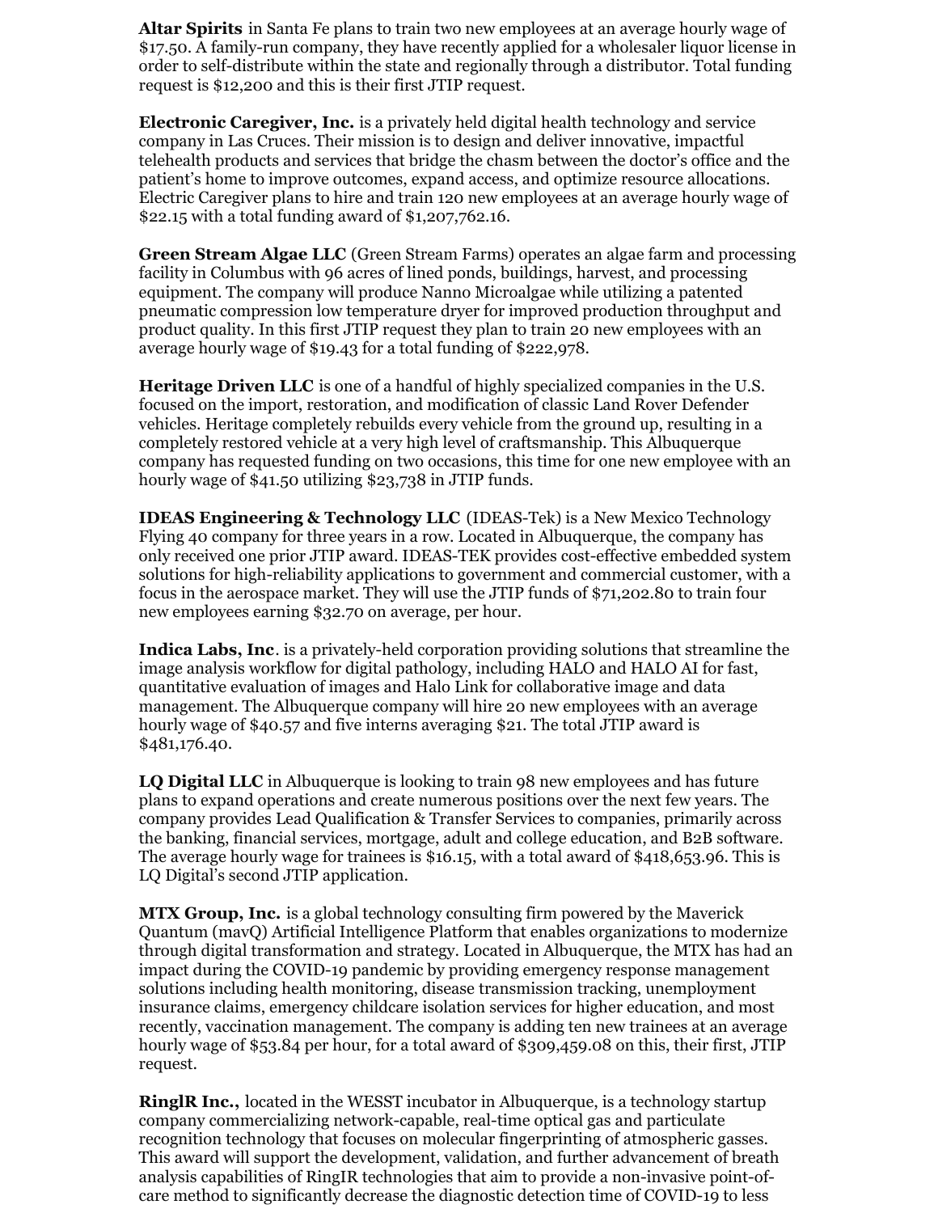**Altar Spirits** in Santa Fe plans to train two new employees at an average hourly wage of $17.50. A family-run company, they have recently applied for a wholesaler liquor license in order to self-distribute within the state and regionally through a distributor. Total funding request is $12,200 and this is their first JTIP request.

**Electronic Caregiver, Inc.** is a privately held digital health technology and service company in Las Cruces. Their mission is to design and deliver innovative, impactful telehealth products and services that bridge the chasm between the doctor's office and the patient's home to improve outcomes, expand access, and optimize resource allocations. Electric Caregiver plans to hire and train 120 new employees at an average hourly wage of $22.15 with a total funding award of $1,207,762.16.

**Green Stream Algae LLC** (Green Stream Farms) operates an algae farm and processing facility in Columbus with 96 acres of lined ponds, buildings, harvest, and processing equipment. The company will produce Nanno Microalgae while utilizing a patented pneumatic compression low temperature dryer for improved production throughput and product quality. In this first JTIP request they plan to train 20 new employees with an average hourly wage of $19.43 for a total funding of $222,978.

**Heritage Driven LLC** is one of a handful of highly specialized companies in the U.S. focused on the import, restoration, and modification of classic Land Rover Defender vehicles. Heritage completely rebuilds every vehicle from the ground up, resulting in a completely restored vehicle at a very high level of craftsmanship. This Albuquerque company has requested funding on two occasions, this time for one new employee with an hourly wage of $41.50 utilizing $23,738 in JTIP funds.

**IDEAS Engineering & Technology LLC** (IDEAS-Tek) is a New Mexico Technology Flying 40 company for three years in a row. Located in Albuquerque, the company has only received one prior JTIP award. IDEAS-TEK provides cost-effective embedded system solutions for high-reliability applications to government and commercial customer, with a focus in the aerospace market. They will use the JTIP funds of $71,202.80 to train four new employees earning $32.70 on average, per hour.

**Indica Labs, Inc**. is a privately-held corporation providing solutions that streamline the image analysis workflow for digital pathology, including HALO and HALO AI for fast, quantitative evaluation of images and Halo Link for collaborative image and data management. The Albuquerque company will hire 20 new employees with an average hourly wage of $40.57 and five interns averaging $21. The total JTIP award is $481,176.40.

**LQ Digital LLC** in Albuquerque is looking to train 98 new employees and has future plans to expand operations and create numerous positions over the next few years. The company provides Lead Qualification & Transfer Services to companies, primarily across the banking, financial services, mortgage, adult and college education, and B2B software. The average hourly wage for trainees is $16.15, with a total award of $418,653.96. This is LQ Digital's second JTIP application.

**MTX Group, Inc.** is a global technology consulting firm powered by the Maverick Quantum (mavQ) Artificial Intelligence Platform that enables organizations to modernize through digital transformation and strategy. Located in Albuquerque, the MTX has had an impact during the COVID-19 pandemic by providing emergency response management solutions including health monitoring, disease transmission tracking, unemployment insurance claims, emergency childcare isolation services for higher education, and most recently, vaccination management. The company is adding ten new trainees at an average hourly wage of $53.84 per hour, for a total award of $309,459.08 on this, their first, JTIP request.

**RinglR Inc.,** located in the WESST incubator in Albuquerque, is a technology startup company commercializing network-capable, real-time optical gas and particulate recognition technology that focuses on molecular fingerprinting of atmospheric gasses. This award will support the development, validation, and further advancement of breath analysis capabilities of RingIR technologies that aim to provide a non-invasive point-of-care method to significantly decrease the diagnostic detection time of COVID-19 to less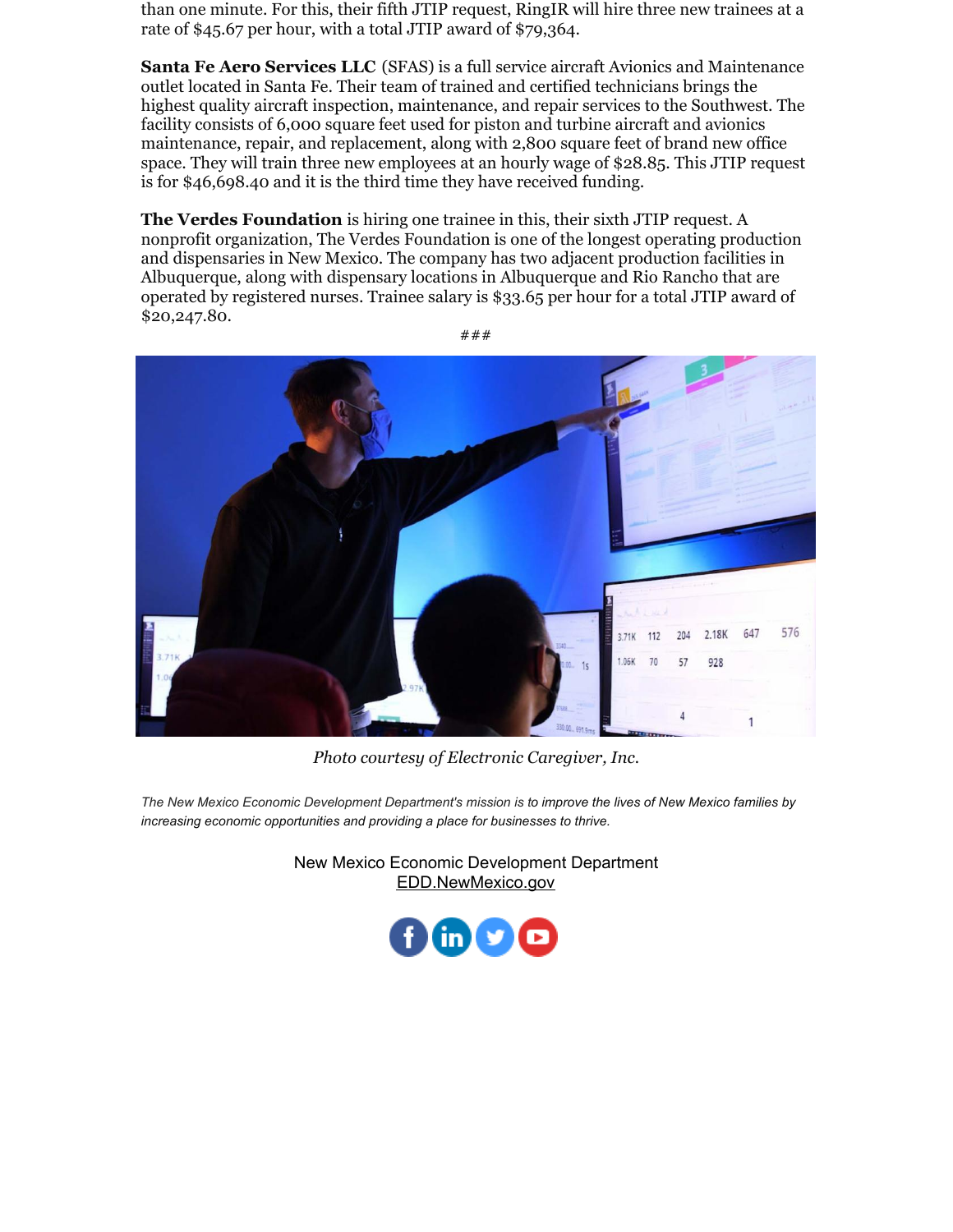than one minute. For this, their fifth JTIP request, RingIR will hire three new trainees at a rate of $45.67 per hour, with a total JTIP award of $79,364.

**Santa Fe Aero Services LLC** (SFAS) is a full service aircraft Avionics and Maintenance outlet located in Santa Fe. Their team of trained and certified technicians brings the highest quality aircraft inspection, maintenance, and repair services to the Southwest. The facility consists of 6,000 square feet used for piston and turbine aircraft and avionics maintenance, repair, and replacement, along with 2,800 square feet of brand new office space. They will train three new employees at an hourly wage of $28.85. This JTIP request is for $46,698.40 and it is the third time they have received funding.

**The Verdes Foundation** is hiring one trainee in this, their sixth JTIP request. A nonprofit organization, The Verdes Foundation is one of the longest operating production and dispensaries in New Mexico. The company has two adjacent production facilities in Albuquerque, along with dispensary locations in Albuquerque and Rio Rancho that are operated by registered nurses. Trainee salary is $33.65 per hour for a total JTIP award of $20,247.80.

###

*Photo courtesy of Electronic Caregiver, Inc.*

*The New Mexico Economic Development Department's mission is to improve the lives of New Mexico families by increasing economic opportunities and providing a place for businesses to thrive.*

New Mexico Economic Development Department
EDD.NewMexico.gov